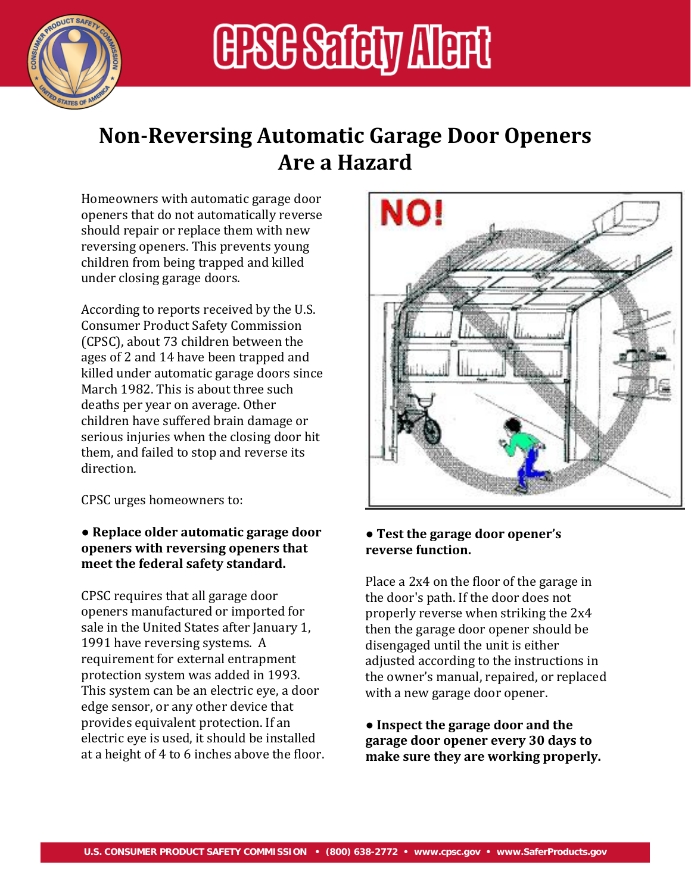# CPSC Safety Alert

## Non-Reversing Automatic Garage Door Openers Are a Hazard

Homeowners with automatic garage door openers that do not automatically reverse should repair or replace them with new reversing openers. This prevents young children from being trapped and killed under closing garage doors.

According to reports received by the U.S. Consumer Product Safety Commission (CPSC), about 73 children between the ages of 2 and 14 have been trapped and killed under automatic garage doors since March 1982. This is about three such deaths per year on average. Other children have suffered brain damage or serious injuries when the closing door hit them, and failed to stop and reverse its direction.

CPSC urges homeowners to:

● **Replace older automatic garage door openers with reversing openers that meet the federal safety standard.**

CPSC requires that all garage door openers manufactured or imported for sale in the United States after January 1, 1991 have reversing systems. A requirement for external entrapment protection system was added in 1993. This system can be an electric eye, a door edge sensor, or any other device that provides equivalent protection. If an electric eye is used, it should be installed at a height of 4 to 6 inches above the floor.

● **Test the garage door opener's reverse function.**

Place a 2x4 on the floor of the garage in the door's path. If the door does not properly reverse when striking the 2x4 then the garage door opener should be disengaged until the unit is either adjusted according to the instructions in the owner's manual, repaired, or replaced with a new garage door opener.

● **Inspect the garage door and the garage door opener every 30 days to make sure they are working properly.**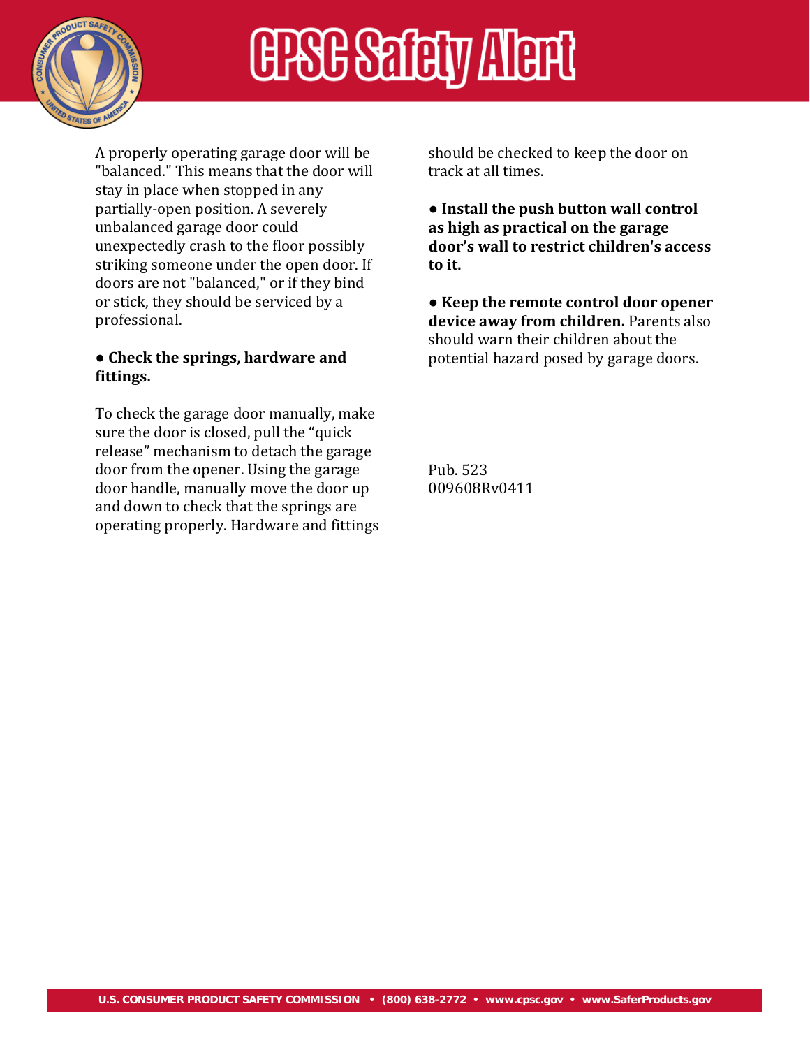# CPSC Safety Alert

A properly operating garage door will be "balanced." This means that the door will stay in place when stopped in any partially-open position. A severely unbalanced garage door could unexpectedly crash to the floor possibly striking someone under the open door. If doors are not "balanced," or if they bind or stick, they should be serviced by a professional.

● **Check the springs, hardware and fittings.**

To check the garage door manually, make sure the door is closed, pull the "quick release" mechanism to detach the garage door from the opener. Using the garage door handle, manually move the door up and down to check that the springs are operating properly. Hardware and fittings should be checked to keep the door on track at all times.

● **Install the push button wall control as high as practical on the garage door's wall to restrict children's access to it.**

● **Keep the remote control door opener device away from children.** Parents also should warn their children about the potential hazard posed by garage doors.

Pub. 523
009608Rv0411

U.S. CONSUMER PRODUCT SAFETY COMMISSION • (800) 638-2772 • www.cpsc.gov • www.SaferProducts.gov